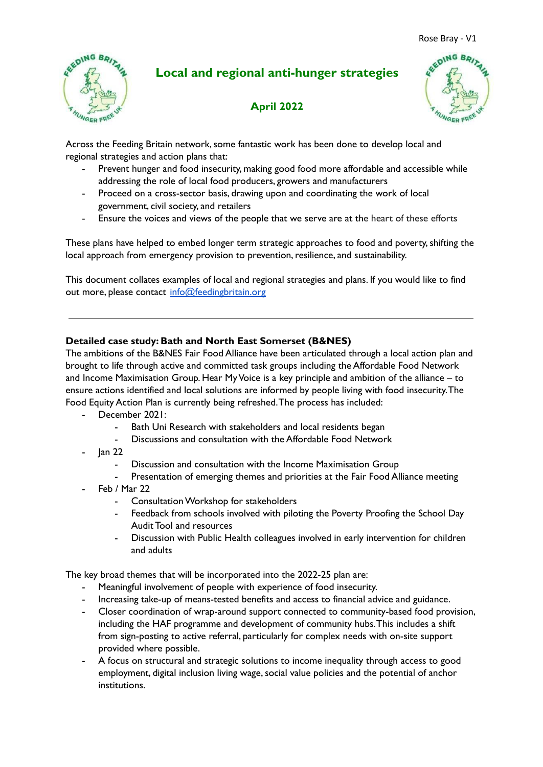Rose Bray - V1

# Local and regional anti-hunger strategies

## April 2022

Across the Feeding Britain network, some fantastic work has been done to develop local and regional strategies and action plans that:

- Prevent hunger and food insecurity, making good food more affordable and accessible while addressing the role of local food producers, growers and manufacturers
- Proceed on a cross-sector basis, drawing upon and coordinating the work of local government, civil society, and retailers
- Ensure the voices and views of the people that we serve are at the heart of these efforts

These plans have helped to embed longer term strategic approaches to food and poverty, shifting the local approach from emergency provision to prevention, resilience, and sustainability.

This document collates examples of local and regional strategies and plans. If you would like to find out more, please contact info@feedingbritain.org

---

**Detailed case study: Bath and North East Somerset (B&NES)**

The ambitions of the B&NES Fair Food Alliance have been articulated through a local action plan and brought to life through active and committed task groups including the Affordable Food Network and Income Maximisation Group. Hear My Voice is a key principle and ambition of the alliance – to ensure actions identified and local solutions are informed by people living with food insecurity. The Food Equity Action Plan is currently being refreshed. The process has included:

- December 2021:
  - Bath Uni Research with stakeholders and local residents began
  - Discussions and consultation with the Affordable Food Network
- Jan 22
  - Discussion and consultation with the Income Maximisation Group
  - Presentation of emerging themes and priorities at the Fair Food Alliance meeting
- Feb / Mar 22
  - Consultation Workshop for stakeholders
  - Feedback from schools involved with piloting the Poverty Proofing the School Day Audit Tool and resources
  - Discussion with Public Health colleagues involved in early intervention for children and adults

The key broad themes that will be incorporated into the 2022-25 plan are:

- Meaningful involvement of people with experience of food insecurity.
- Increasing take-up of means-tested benefits and access to financial advice and guidance.
- Closer coordination of wrap-around support connected to community-based food provision, including the HAF programme and development of community hubs. This includes a shift from sign-posting to active referral, particularly for complex needs with on-site support provided where possible.
- A focus on structural and strategic solutions to income inequality through access to good employment, digital inclusion living wage, social value policies and the potential of anchor institutions.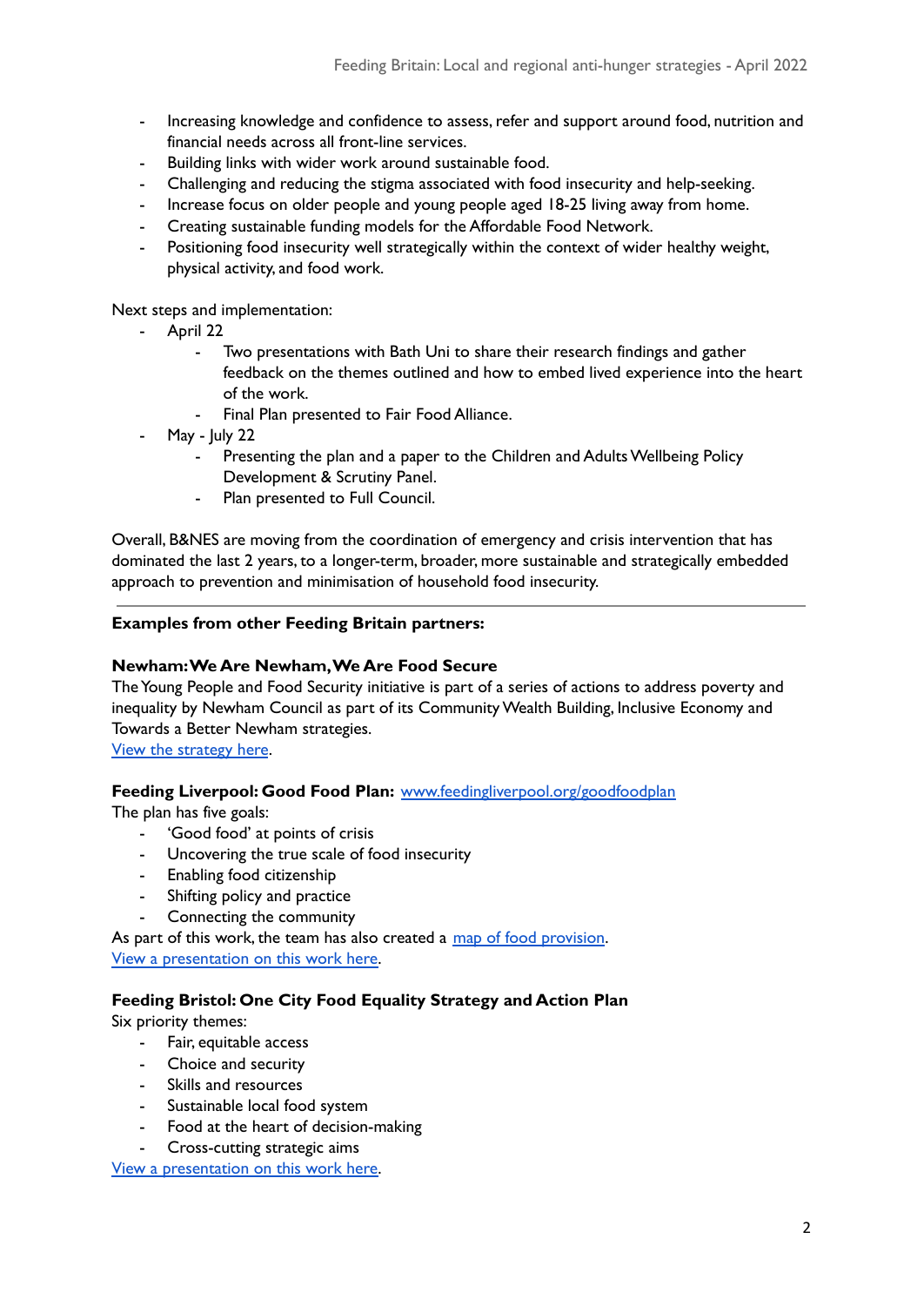- Increasing knowledge and confidence to assess, refer and support around food, nutrition and financial needs across all front-line services.
- Building links with wider work around sustainable food.
- Challenging and reducing the stigma associated with food insecurity and help-seeking.
- Increase focus on older people and young people aged 18-25 living away from home.
- Creating sustainable funding models for the Affordable Food Network.
- Positioning food insecurity well strategically within the context of wider healthy weight, physical activity, and food work.

Next steps and implementation:

- April 22
    - Two presentations with Bath Uni to share their research findings and gather feedback on the themes outlined and how to embed lived experience into the heart of the work.
    - Final Plan presented to Fair Food Alliance.
- May - July 22
    - Presenting the plan and a paper to the Children and Adults Wellbeing Policy Development & Scrutiny Panel.
    - Plan presented to Full Council.

Overall, B&NES are moving from the coordination of emergency and crisis intervention that has dominated the last 2 years, to a longer-term, broader, more sustainable and strategically embedded approach to prevention and minimisation of household food insecurity.

---

**Examples from other Feeding Britain partners:**

**Newham: We Are Newham, We Are Food Secure**

The Young People and Food Security initiative is part of a series of actions to address poverty and inequality by Newham Council as part of its Community Wealth Building, Inclusive Economy and Towards a Better Newham strategies.

View the strategy here.

**Feeding Liverpool: Good Food Plan:** www.feedingliverpool.org/goodfoodplan

The plan has five goals:

- 'Good food' at points of crisis
- Uncovering the true scale of food insecurity
- Enabling food citizenship
- Shifting policy and practice
- Connecting the community

As part of this work, the team has also created a map of food provision.

View a presentation on this work here.

**Feeding Bristol: One City Food Equality Strategy and Action Plan**

Six priority themes:

- Fair, equitable access
- Choice and security
- Skills and resources
- Sustainable local food system
- Food at the heart of decision-making
- Cross-cutting strategic aims

View a presentation on this work here.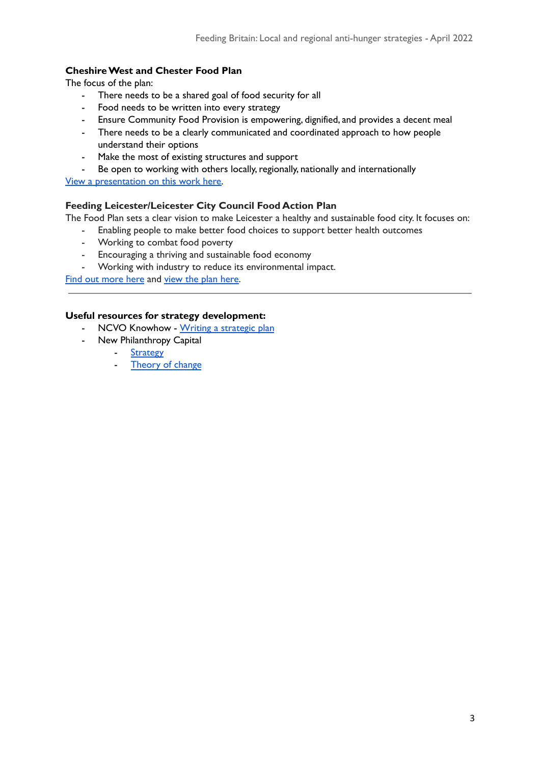**Cheshire West and Chester Food Plan**

The focus of the plan:

- There needs to be a shared goal of food security for all
- Food needs to be written into every strategy
- Ensure Community Food Provision is empowering, dignified, and provides a decent meal
- There needs to be a clearly communicated and coordinated approach to how people understand their options
- Make the most of existing structures and support
- Be open to working with others locally, regionally, nationally and internationally

View a presentation on this work here.

**Feeding Leicester/Leicester City Council Food Action Plan**

The Food Plan sets a clear vision to make Leicester a healthy and sustainable food city. It focuses on:

- Enabling people to make better food choices to support better health outcomes
- Working to combat food poverty
- Encouraging a thriving and sustainable food economy
- Working with industry to reduce its environmental impact.

Find out more here and view the plan here.

---

**Useful resources for strategy development:**

- NCVO Knowhow - Writing a strategic plan
- New Philanthropy Capital
  - Strategy
  - Theory of change